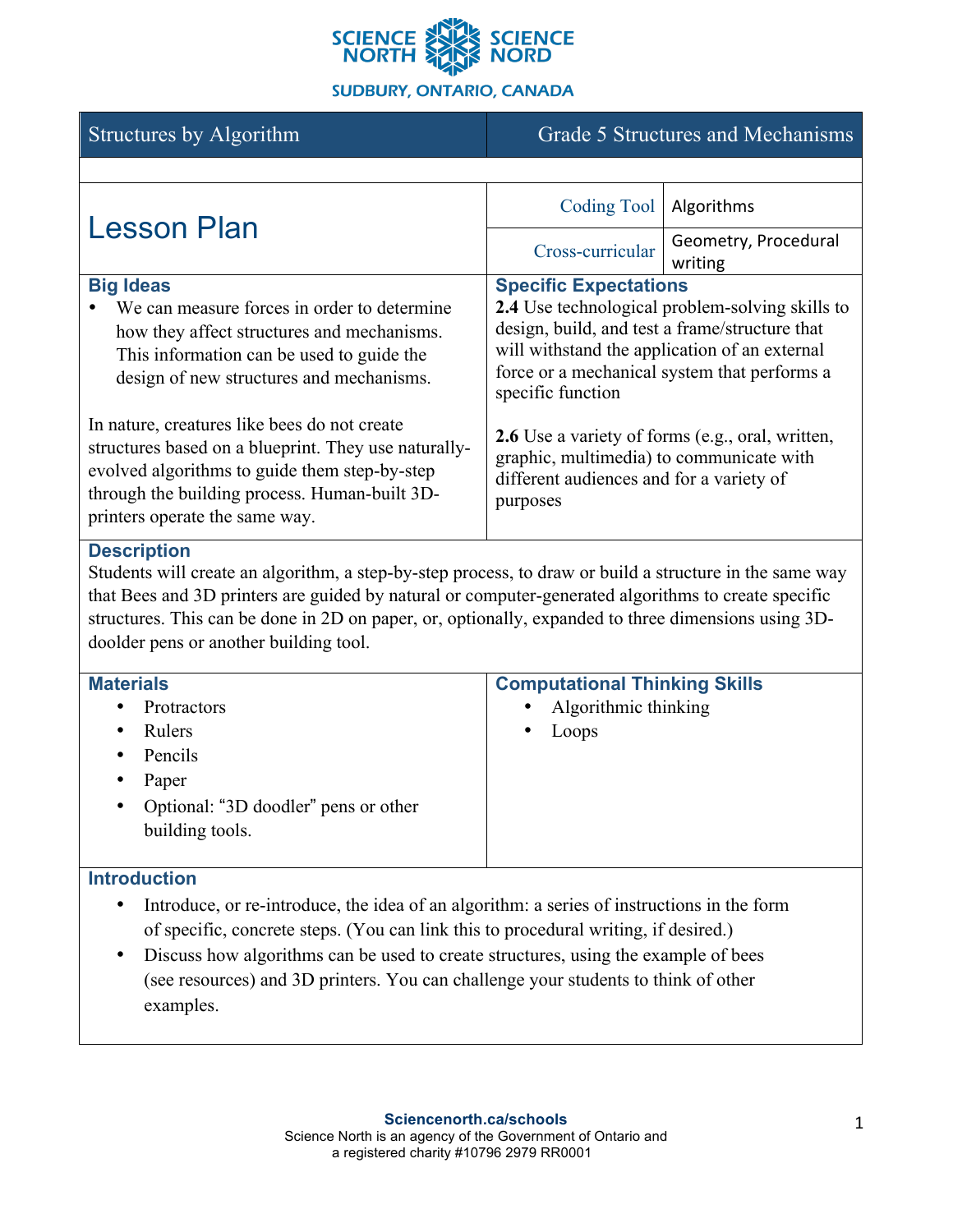SCIENCE NORTH SCIENCE NORD
SUDBURY, ONTARIO, CANADA

| Structures by Algorithm | Grade 5 Structures and Mechanisms |
|---|---|

# Lesson Plan

| | |
|---|---|
| Coding Tool | Algorithms |
| Cross-curricular | Geometry, Procedural writing |

## Big Ideas

- We can measure forces in order to determine how they affect structures and mechanisms. This information can be used to guide the design of new structures and mechanisms.

In nature, creatures like bees do not create structures based on a blueprint. They use naturally-evolved algorithms to guide them step-by-step through the building process. Human-built 3D-printers operate the same way.

## Specific Expectations

**2.4** Use technological problem-solving skills to design, build, and test a frame/structure that will withstand the application of an external force or a mechanical system that performs a specific function

**2.6** Use a variety of forms (e.g., oral, written, graphic, multimedia) to communicate with different audiences and for a variety of purposes

## Description

Students will create an algorithm, a step-by-step process, to draw or build a structure in the same way that Bees and 3D printers are guided by natural or computer-generated algorithms to create specific structures. This can be done in 2D on paper, or, optionally, expanded to three dimensions using 3D-doolder pens or another building tool.

## Materials

- Protractors
- Rulers
- Pencils
- Paper
- Optional: "3D doodler" pens or other building tools.

## Computational Thinking Skills

- Algorithmic thinking
- Loops

## Introduction

- Introduce, or re-introduce, the idea of an algorithm: a series of instructions in the form of specific, concrete steps. (You can link this to procedural writing, if desired.)
- Discuss how algorithms can be used to create structures, using the example of bees (see resources) and 3D printers. You can challenge your students to think of other examples.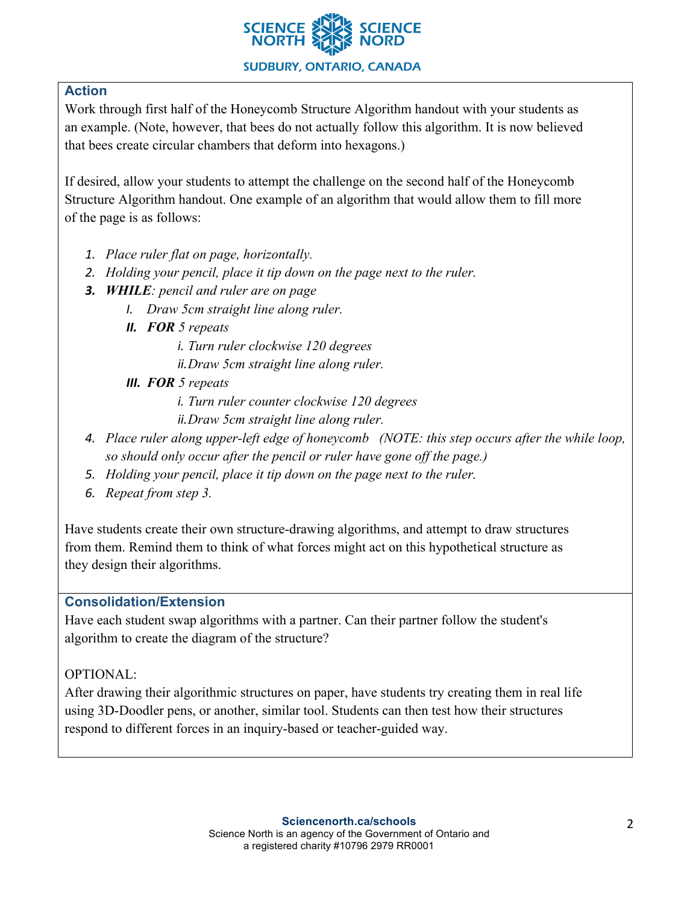### Action

Work through first half of the Honeycomb Structure Algorithm handout with your students as an example. (Note, however, that bees do not actually follow this algorithm. It is now believed that bees create circular chambers that deform into hexagons.)

If desired, allow your students to attempt the challenge on the second half of the Honeycomb Structure Algorithm handout. One example of an algorithm that would allow them to fill more of the page is as follows:

1. *Place ruler flat on page, horizontally.*
2. *Holding your pencil, place it tip down on the page next to the ruler.*
3. ***WHILE**: pencil and ruler are on page*
    I. *Draw 5cm straight line along ruler.*
    II. ***FOR** 5 repeats*
        i. *Turn ruler clockwise 120 degrees*
        ii. *Draw 5cm straight line along ruler.*
    III. ***FOR** 5 repeats*
        i. *Turn ruler counter clockwise 120 degrees*
        ii. *Draw 5cm straight line along ruler.*
4. *Place ruler along upper-left edge of honeycomb (NOTE: this step occurs after the while loop, so should only occur after the pencil or ruler have gone off the page.)*
5. *Holding your pencil, place it tip down on the page next to the ruler.*
6. *Repeat from step 3.*

Have students create their own structure-drawing algorithms, and attempt to draw structures from them. Remind them to think of what forces might act on this hypothetical structure as they design their algorithms.

### Consolidation/Extension

Have each student swap algorithms with a partner. Can their partner follow the student's algorithm to create the diagram of the structure?

OPTIONAL:
After drawing their algorithmic structures on paper, have students try creating them in real life using 3D-Doodler pens, or another, similar tool. Students can then test how their structures respond to different forces in an inquiry-based or teacher-guided way.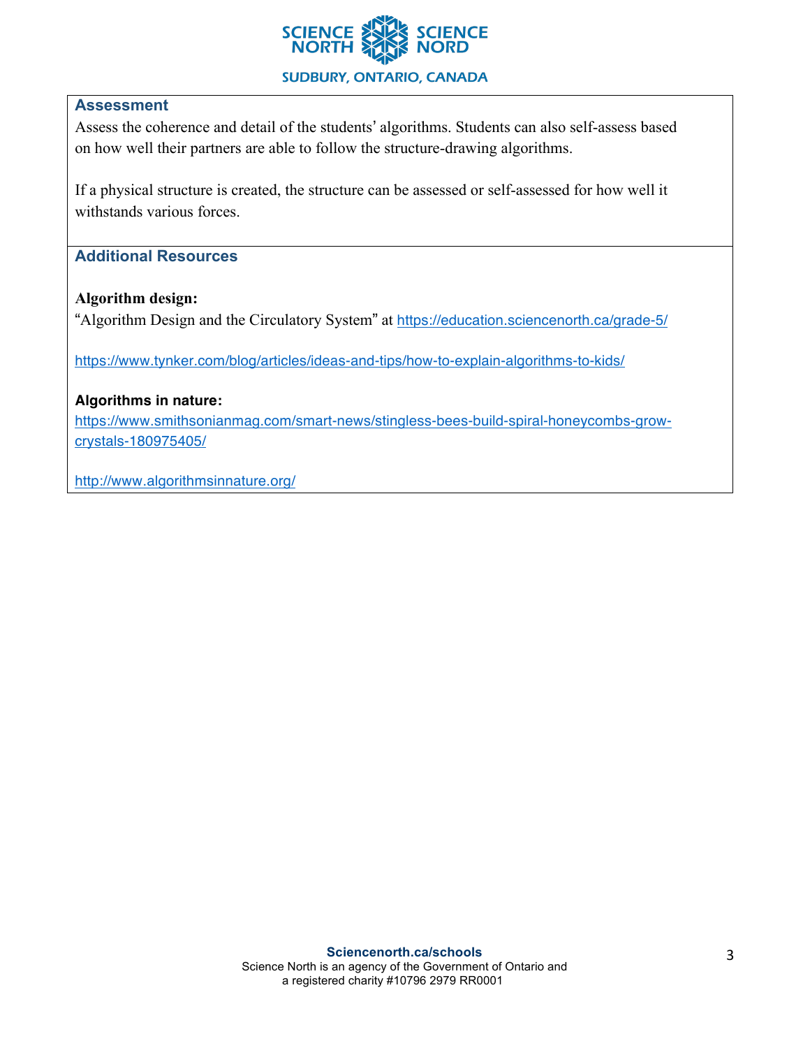## Assessment

Assess the coherence and detail of the students' algorithms. Students can also self-assess based on how well their partners are able to follow the structure-drawing algorithms.

If a physical structure is created, the structure can be assessed or self-assessed for how well it withstands various forces.

## Additional Resources

**Algorithm design:**

"Algorithm Design and the Circulatory System" at https://education.sciencenorth.ca/grade-5/

https://www.tynker.com/blog/articles/ideas-and-tips/how-to-explain-algorithms-to-kids/

**Algorithms in nature:**

https://www.smithsonianmag.com/smart-news/stingless-bees-build-spiral-honeycombs-grow-crystals-180975405/

http://www.algorithmsinnature.org/